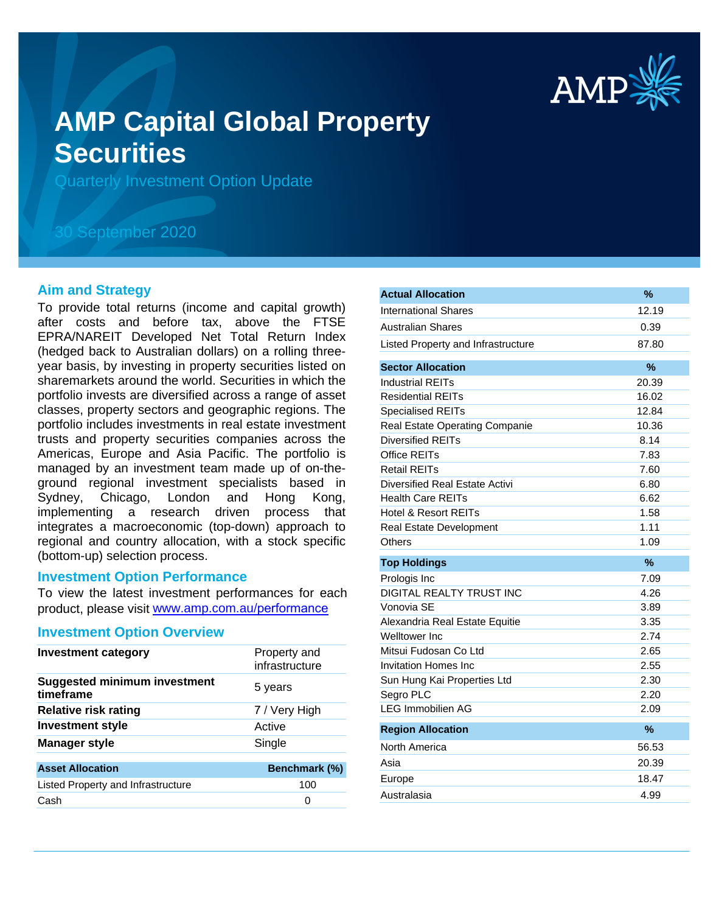# AMP Capital Global Property Securities

Quarterly Investment Option Update

30 September 2020

## Aim and Strategy

To provide total returns (income and capital growth) after costs and before tax, above the FTSE EPRA/NAREIT Developed Net Total Return Index (hedged back to Australian dollars) on a rolling three-year basis, by investing in property securities listed on sharemarkets around the world. Securities in which the portfolio invests are diversified across a range of asset classes, property sectors and geographic regions. The portfolio includes investments in real estate investment trusts and property securities companies across the Americas, Europe and Asia Pacific. The portfolio is managed by an investment team made up of on-the-ground regional investment specialists based in Sydney, Chicago, London and Hong Kong, implementing a research driven process that integrates a macroeconomic (top-down) approach to regional and country allocation, with a stock specific (bottom-up) selection process.

## Investment Option Performance

To view the latest investment performances for each product, please visit www.amp.com.au/performance

## Investment Option Overview

| | |
|---|---|
| **Investment category** | Property and infrastructure |
| **Suggested minimum investment timeframe** | 5 years |
| **Relative risk rating** | 7 / Very High |
| **Investment style** | Active |
| **Manager style** | Single |

| Asset Allocation | Benchmark (%) |
|---|---|
| Listed Property and Infrastructure | 100 |
| Cash | 0 |

| Actual Allocation | % |
|---|---|
| International Shares | 12.19 |
| Australian Shares | 0.39 |
| Listed Property and Infrastructure | 87.80 |

| Sector Allocation | % |
|---|---|
| Industrial REITs | 20.39 |
| Residential REITs | 16.02 |
| Specialised REITs | 12.84 |
| Real Estate Operating Companie | 10.36 |
| Diversified REITs | 8.14 |
| Office REITs | 7.83 |
| Retail REITs | 7.60 |
| Diversified Real Estate Activi | 6.80 |
| Health Care REITs | 6.62 |
| Hotel & Resort REITs | 1.58 |
| Real Estate Development | 1.11 |
| Others | 1.09 |

| Top Holdings | % |
|---|---|
| Prologis Inc | 7.09 |
| DIGITAL REALTY TRUST INC | 4.26 |
| Vonovia SE | 3.89 |
| Alexandria Real Estate Equitie | 3.35 |
| Welltower Inc | 2.74 |
| Mitsui Fudosan Co Ltd | 2.65 |
| Invitation Homes Inc | 2.55 |
| Sun Hung Kai Properties Ltd | 2.30 |
| Segro PLC | 2.20 |
| LEG Immobilien AG | 2.09 |

| Region Allocation | % |
|---|---|
| North America | 56.53 |
| Asia | 20.39 |
| Europe | 18.47 |
| Australasia | 4.99 |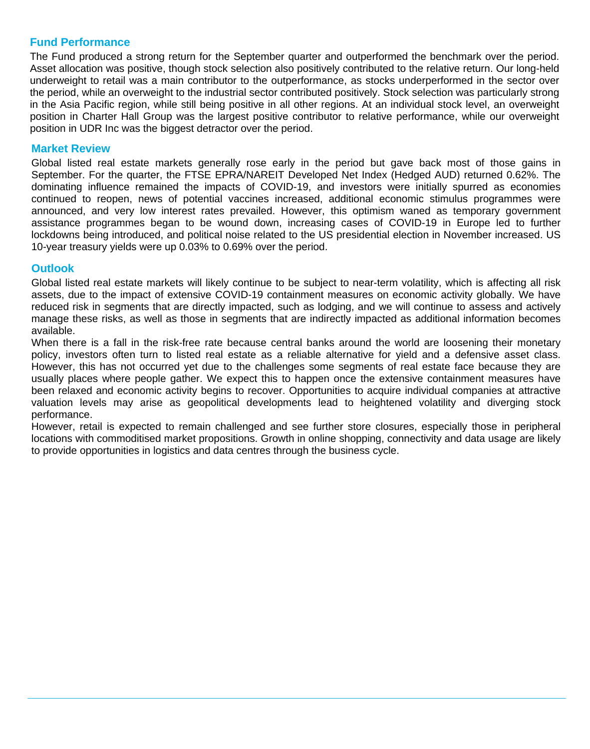## Fund Performance

The Fund produced a strong return for the September quarter and outperformed the benchmark over the period. Asset allocation was positive, though stock selection also positively contributed to the relative return. Our long-held underweight to retail was a main contributor to the outperformance, as stocks underperformed in the sector over the period, while an overweight to the industrial sector contributed positively. Stock selection was particularly strong in the Asia Pacific region, while still being positive in all other regions. At an individual stock level, an overweight position in Charter Hall Group was the largest positive contributor to relative performance, while our overweight position in UDR Inc was the biggest detractor over the period.

## Market Review

Global listed real estate markets generally rose early in the period but gave back most of those gains in September. For the quarter, the FTSE EPRA/NAREIT Developed Net Index (Hedged AUD) returned 0.62%. The dominating influence remained the impacts of COVID-19, and investors were initially spurred as economies continued to reopen, news of potential vaccines increased, additional economic stimulus programmes were announced, and very low interest rates prevailed. However, this optimism waned as temporary government assistance programmes began to be wound down, increasing cases of COVID-19 in Europe led to further lockdowns being introduced, and political noise related to the US presidential election in November increased. US 10-year treasury yields were up 0.03% to 0.69% over the period.

## Outlook

Global listed real estate markets will likely continue to be subject to near-term volatility, which is affecting all risk assets, due to the impact of extensive COVID-19 containment measures on economic activity globally. We have reduced risk in segments that are directly impacted, such as lodging, and we will continue to assess and actively manage these risks, as well as those in segments that are indirectly impacted as additional information becomes available.

When there is a fall in the risk-free rate because central banks around the world are loosening their monetary policy, investors often turn to listed real estate as a reliable alternative for yield and a defensive asset class. However, this has not occurred yet due to the challenges some segments of real estate face because they are usually places where people gather. We expect this to happen once the extensive containment measures have been relaxed and economic activity begins to recover. Opportunities to acquire individual companies at attractive valuation levels may arise as geopolitical developments lead to heightened volatility and diverging stock performance.

However, retail is expected to remain challenged and see further store closures, especially those in peripheral locations with commoditised market propositions. Growth in online shopping, connectivity and data usage are likely to provide opportunities in logistics and data centres through the business cycle.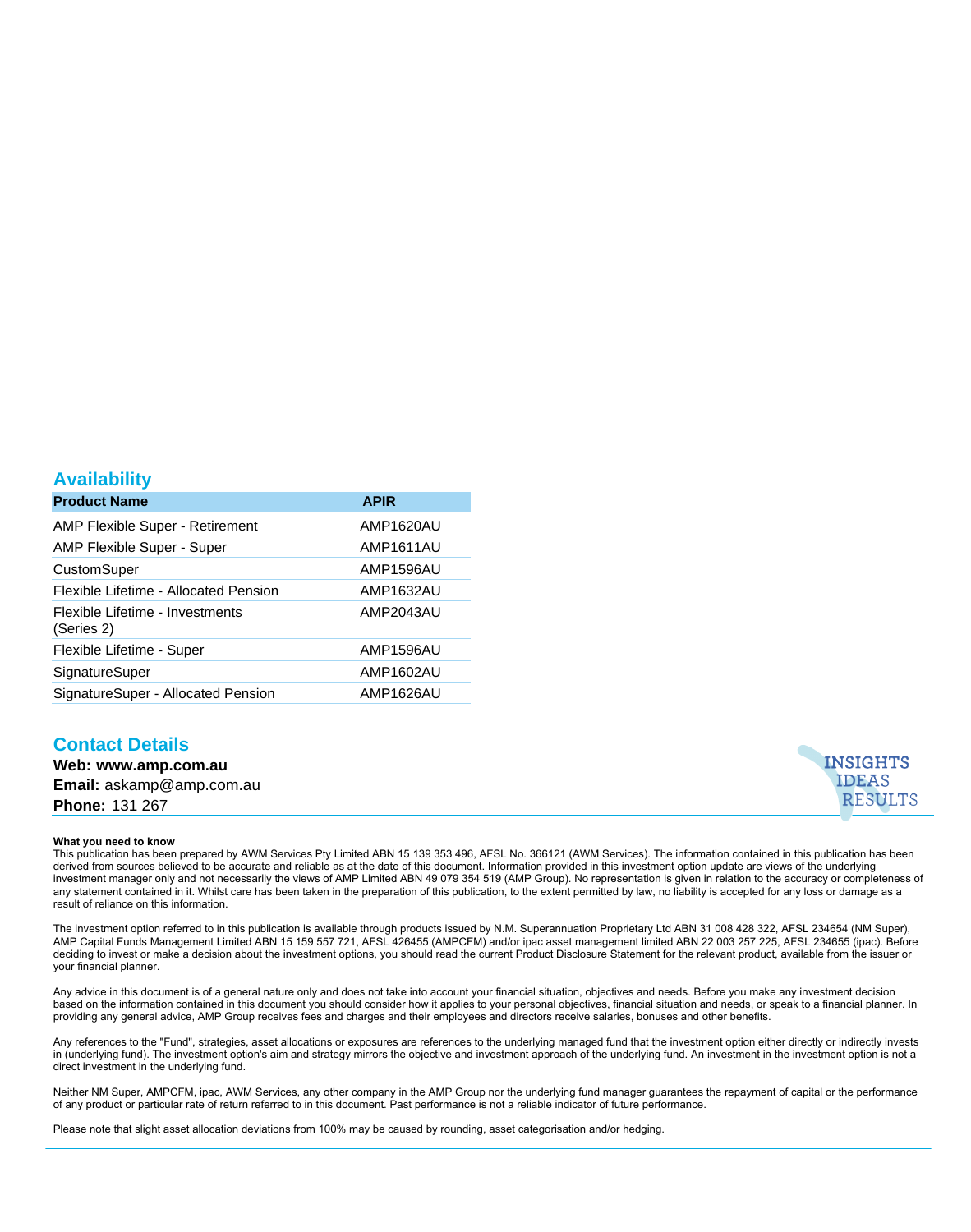## Availability

| Product Name | APIR |
|---|---|
| AMP Flexible Super - Retirement | AMP1620AU |
| AMP Flexible Super - Super | AMP1611AU |
| CustomSuper | AMP1596AU |
| Flexible Lifetime - Allocated Pension | AMP1632AU |
| Flexible Lifetime - Investments (Series 2) | AMP2043AU |
| Flexible Lifetime - Super | AMP1596AU |
| SignatureSuper | AMP1602AU |
| SignatureSuper - Allocated Pension | AMP1626AU |

## Contact Details

**Web: www.amp.com.au**
**Email:** askamp@amp.com.au
**Phone:** 131 267

INSIGHTS
IDEAS
RESULTS

**What you need to know**
This publication has been prepared by AWM Services Pty Limited ABN 15 139 353 496, AFSL No. 366121 (AWM Services). The information contained in this publication has been derived from sources believed to be accurate and reliable as at the date of this document. Information provided in this investment option update are views of the underlying investment manager only and not necessarily the views of AMP Limited ABN 49 079 354 519 (AMP Group). No representation is given in relation to the accuracy or completeness of any statement contained in it. Whilst care has been taken in the preparation of this publication, to the extent permitted by law, no liability is accepted for any loss or damage as a result of reliance on this information.

The investment option referred to in this publication is available through products issued by N.M. Superannuation Proprietary Ltd ABN 31 008 428 322, AFSL 234654 (NM Super), AMP Capital Funds Management Limited ABN 15 159 557 721, AFSL 426455 (AMPCFM) and/or ipac asset management limited ABN 22 003 257 225, AFSL 234655 (ipac). Before deciding to invest or make a decision about the investment options, you should read the current Product Disclosure Statement for the relevant product, available from the issuer or your financial planner.

Any advice in this document is of a general nature only and does not take into account your financial situation, objectives and needs. Before you make any investment decision based on the information contained in this document you should consider how it applies to your personal objectives, financial situation and needs, or speak to a financial planner. In providing any general advice, AMP Group receives fees and charges and their employees and directors receive salaries, bonuses and other benefits.

Any references to the "Fund", strategies, asset allocations or exposures are references to the underlying managed fund that the investment option either directly or indirectly invests in (underlying fund). The investment option's aim and strategy mirrors the objective and investment approach of the underlying fund. An investment in the investment option is not a direct investment in the underlying fund.

Neither NM Super, AMPCFM, ipac, AWM Services, any other company in the AMP Group nor the underlying fund manager guarantees the repayment of capital or the performance of any product or particular rate of return referred to in this document. Past performance is not a reliable indicator of future performance.

Please note that slight asset allocation deviations from 100% may be caused by rounding, asset categorisation and/or hedging.